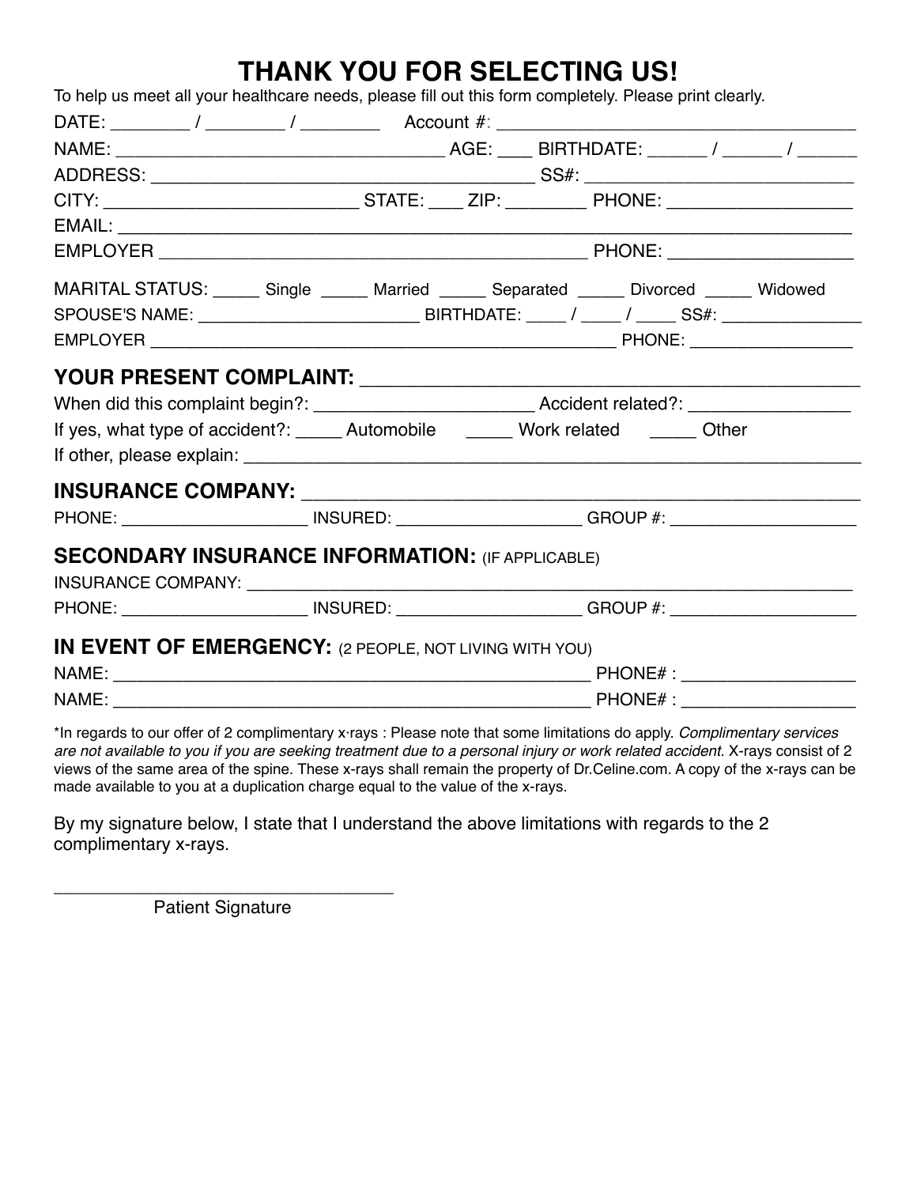# THANK YOU FOR SELECTING US!

To help us meet all your healthcare needs, please fill out this form completely. Please print clearly.

DATE: ________ / ________ / ________ Account #: ____________________________________

NAME: _________________________________ AGE: ____ BIRTHDATE: ______ / ______ / ______

ADDRESS: _______________________________________ SS#: ____________________________

CITY: _________________________ STATE: ____ ZIP: ________ PHONE: __________________

EMAIL: ______________________________________________________________________________

EMPLOYER ___________________________________________ PHONE: __________________

MARITAL STATUS: _____ Single _____ Married _____ Separated _____ Divorced _____ Widowed

SPOUSE'S NAME: _______________________ BIRTHDATE: ____ / ____ / ____ SS#: _______________

EMPLOYER _______________________________________________ PHONE: _________________

## YOUR PRESENT COMPLAINT: ___________________________________________

When did this complaint begin?: ______________________ Accident related?: ________________

If yes, what type of accident?: _____ Automobile _____ Work related _____ Other

If other, please explain: ____________________________________________________________

## INSURANCE COMPANY: _______________________________________________

PHONE: ___________________ INSURED: ___________________ GROUP #: ___________________

## SECONDARY INSURANCE INFORMATION: (IF APPLICABLE)

INSURANCE COMPANY: ________________________________________________________________

PHONE: ___________________ INSURED: ___________________ GROUP #: ___________________

## IN EVENT OF EMERGENCY: (2 PEOPLE, NOT LIVING WITH YOU)

NAME: _________________________________________________ PHONE# : _________________

NAME: _________________________________________________ PHONE# : _________________

*In regards to our offer of 2 complimentary x·rays : Please note that some limitations do apply. *Complimentary services are not available to you if you are seeking treatment due to a personal injury or work related accident.* X-rays consist of 2 views of the same area of the spine. These x-rays shall remain the property of Dr.Celine.com. A copy of the x-rays can be made available to you at a duplication charge equal to the value of the x-rays.

By my signature below, I state that I understand the above limitations with regards to the 2 complimentary x-rays.

__________________________________
Patient Signature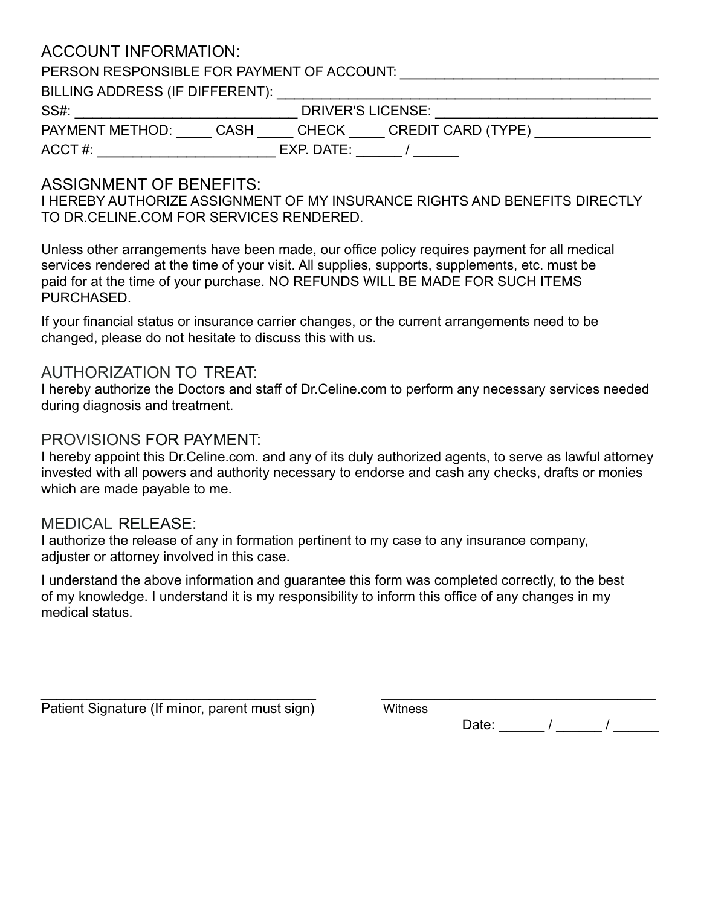## ACCOUNT INFORMATION:

PERSON RESPONSIBLE FOR PAYMENT OF ACCOUNT: ________________________________

BILLING ADDRESS (IF DIFFERENT): ________________________________________________

SS#: ____________________________ DRIVER'S LICENSE: ____________________________

PAYMENT METHOD: _____ CASH _____ CHECK _____ CREDIT CARD (TYPE) ______________

ACCT #: ______________________ EXP. DATE: ______ / ______

## ASSIGNMENT OF BENEFITS:

I HEREBY AUTHORIZE ASSIGNMENT OF MY INSURANCE RIGHTS AND BENEFITS DIRECTLY TO DR.CELINE.COM FOR SERVICES RENDERED.

Unless other arrangements have been made, our office policy requires payment for all medical services rendered at the time of your visit. All supplies, supports, supplements, etc. must be paid for at the time of your purchase. NO REFUNDS WILL BE MADE FOR SUCH ITEMS PURCHASED.

If your financial status or insurance carrier changes, or the current arrangements need to be changed, please do not hesitate to discuss this with us.

## AUTHORIZATION TO TREAT:

I hereby authorize the Doctors and staff of Dr.Celine.com to perform any necessary services needed during diagnosis and treatment.

## PROVISIONS FOR PAYMENT:

I hereby appoint this Dr.Celine.com. and any of its duly authorized agents, to serve as lawful attorney invested with all powers and authority necessary to endorse and cash any checks, drafts or monies which are made payable to me.

## MEDICAL RELEASE:

I authorize the release of any in formation pertinent to my case to any insurance company, adjuster or attorney involved in this case.

I understand the above information and guarantee this form was completed correctly, to the best of my knowledge. I understand it is my responsibility to inform this office of any changes in my medical status.

____________________________________

Patient Signature (If minor, parent must sign)

____________________________________

Witness

Date: ______ / ______ / ______